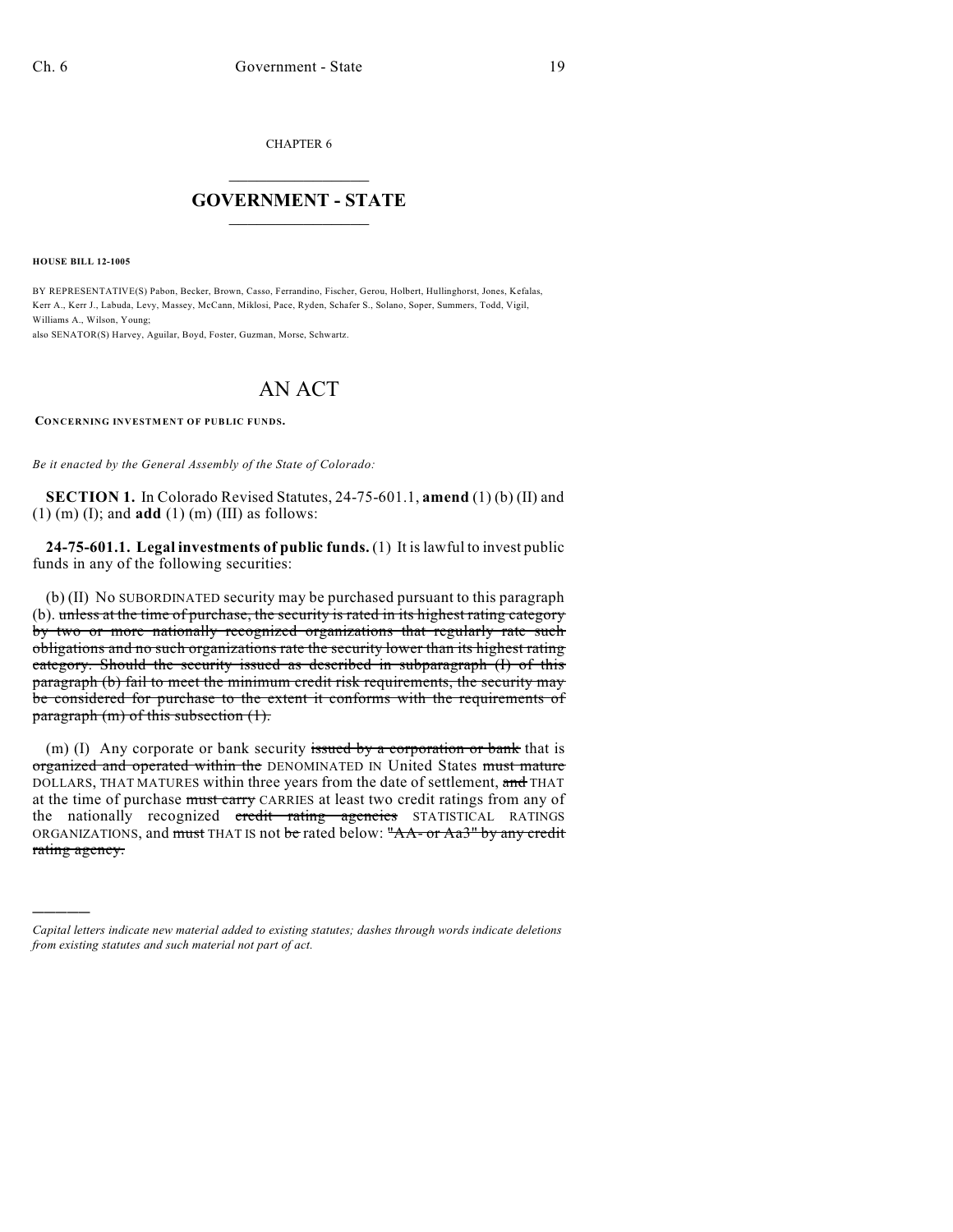CHAPTER 6

# GOVERNMENT - STATE

**HOUSE BILL 12-1005**

BY REPRESENTATIVE(S) Pabon, Becker, Brown, Casso, Ferrandino, Fischer, Gerou, Holbert, Hullinghorst, Jones, Kefalas, Kerr A., Kerr J., Labuda, Levy, Massey, McCann, Miklosi, Pace, Ryden, Schafer S., Solano, Soper, Summers, Todd, Vigil, Williams A., Wilson, Young;
also SENATOR(S) Harvey, Aguilar, Boyd, Foster, Guzman, Morse, Schwartz.

# AN ACT

**CONCERNING INVESTMENT OF PUBLIC FUNDS.**

*Be it enacted by the General Assembly of the State of Colorado:*

**SECTION 1.** In Colorado Revised Statutes, 24-75-601.1, **amend** (1) (b) (II) and (1) (m) (I); and **add** (1) (m) (III) as follows:

**24-75-601.1. Legal investments of public funds.** (1) It is lawful to invest public funds in any of the following securities:

(b) (II) No SUBORDINATED security may be purchased pursuant to this paragraph (b). ~~unless at the time of purchase, the security is rated in its highest rating category by two or more nationally recognized organizations that regularly rate such obligations and no such organizations rate the security lower than its highest rating category. Should the security issued as described in subparagraph (I) of this paragraph (b) fail to meet the minimum credit risk requirements, the security may be considered for purchase to the extent it conforms with the requirements of paragraph (m) of this subsection (1).~~

(m) (I) Any corporate or bank security ~~issued by a corporation or bank~~ that is ~~organized and operated within the~~ DENOMINATED IN United States ~~must mature~~ DOLLARS, THAT MATURES within three years from the date of settlement, ~~and~~ THAT at the time of purchase ~~must carry~~ CARRIES at least two credit ratings from any of the nationally recognized ~~credit rating agencies~~ STATISTICAL RATINGS ORGANIZATIONS, and ~~must~~ THAT IS not ~~be~~ rated below: ~~"AA- or Aa3" by any credit rating agency.~~

*Capital letters indicate new material added to existing statutes; dashes through words indicate deletions from existing statutes and such material not part of act.*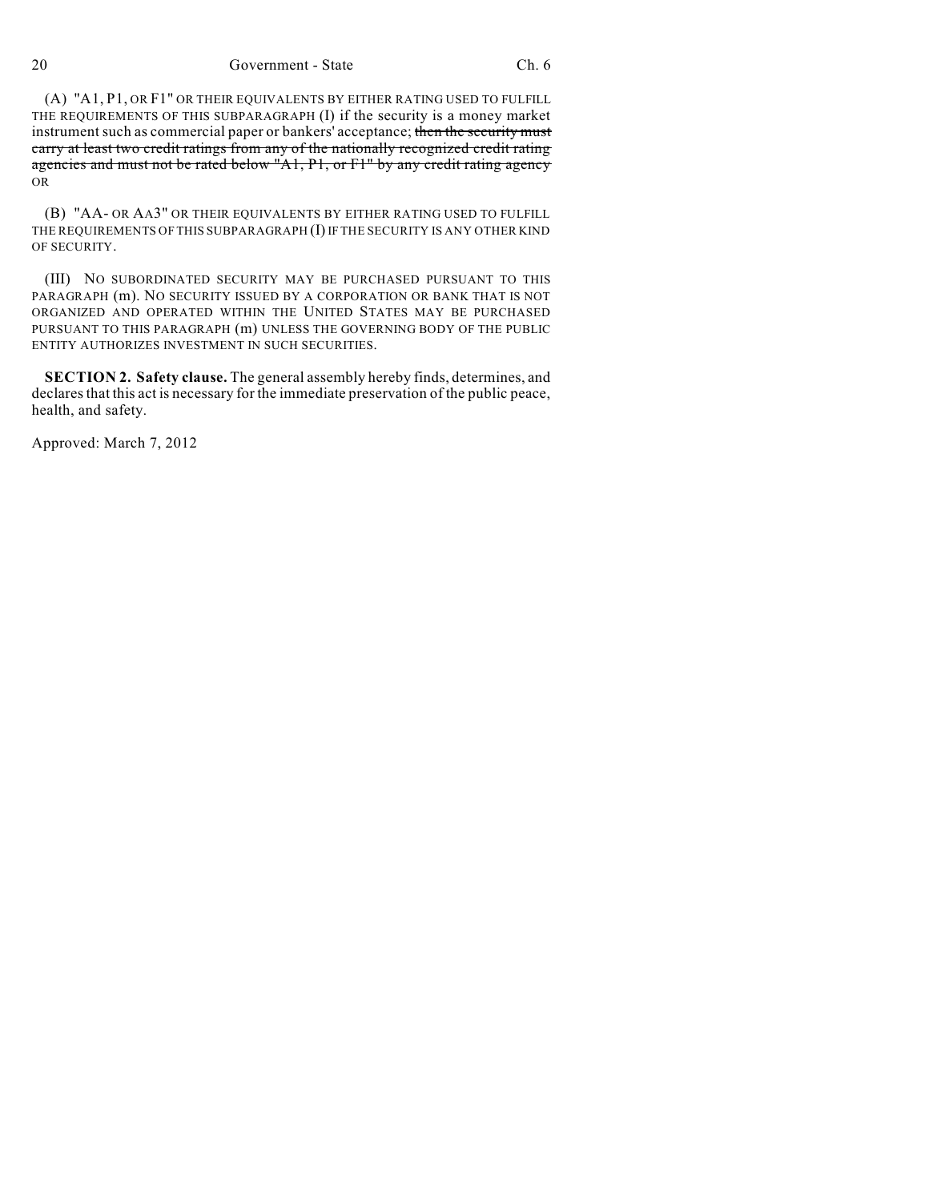(A) "A1, P1, OR F1" OR THEIR EQUIVALENTS BY EITHER RATING USED TO FULFILL THE REQUIREMENTS OF THIS SUBPARAGRAPH (I) if the security is a money market instrument such as commercial paper or bankers' acceptance; ~~then the security must carry at least two credit ratings from any of the nationally recognized credit rating agencies and must not be rated below "A1, P1, or F1" by any credit rating agency~~ OR

(B) "AA- OR AA3" OR THEIR EQUIVALENTS BY EITHER RATING USED TO FULFILL THE REQUIREMENTS OF THIS SUBPARAGRAPH (I) IF THE SECURITY IS ANY OTHER KIND OF SECURITY.

(III) NO SUBORDINATED SECURITY MAY BE PURCHASED PURSUANT TO THIS PARAGRAPH (m). NO SECURITY ISSUED BY A CORPORATION OR BANK THAT IS NOT ORGANIZED AND OPERATED WITHIN THE UNITED STATES MAY BE PURCHASED PURSUANT TO THIS PARAGRAPH (m) UNLESS THE GOVERNING BODY OF THE PUBLIC ENTITY AUTHORIZES INVESTMENT IN SUCH SECURITIES.

**SECTION 2. Safety clause.** The general assembly hereby finds, determines, and declares that this act is necessary for the immediate preservation of the public peace, health, and safety.

Approved: March 7, 2012